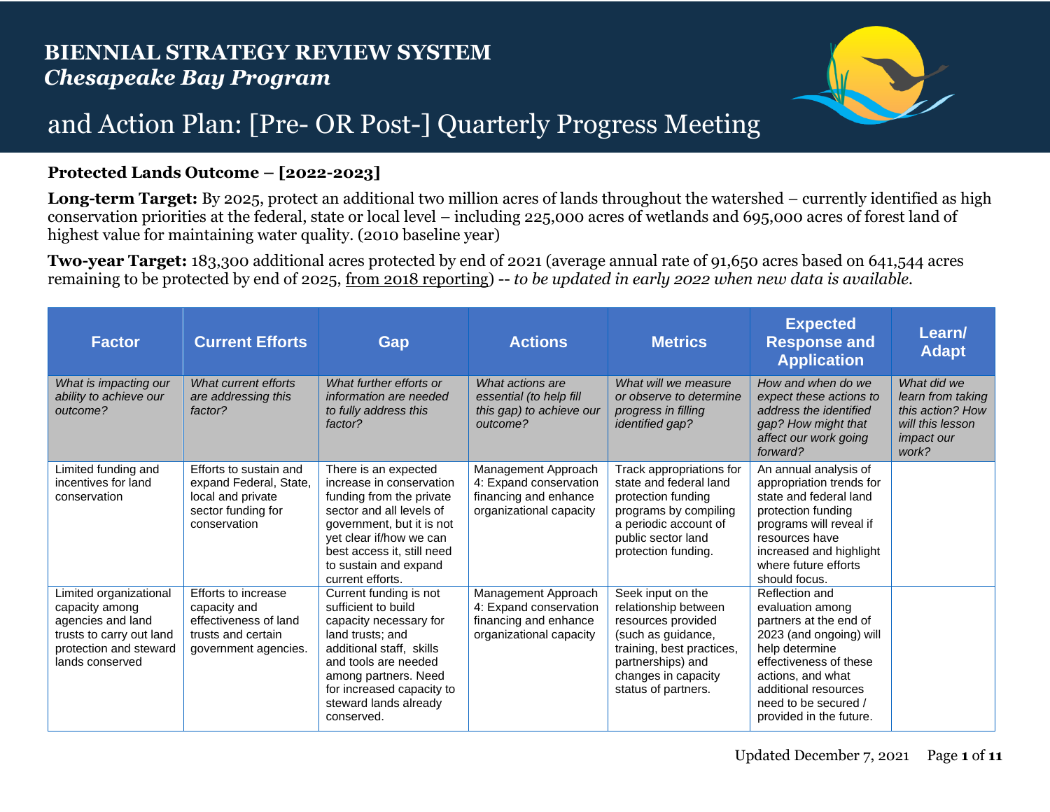# BIENNIAL STRATEGY REVIEW SYSTEM
## *Chesapeake Bay Program*

## and Action Plan: [Pre- OR Post-] Quarterly Progress Meeting

### Protected Lands Outcome – [2022-2023]

**Long-term Target:** By 2025, protect an additional two million acres of lands throughout the watershed – currently identified as high conservation priorities at the federal, state or local level – including 225,000 acres of wetlands and 695,000 acres of forest land of highest value for maintaining water quality. (2010 baseline year)

**Two-year Target:** 183,300 additional acres protected by end of 2021 (average annual rate of 91,650 acres based on 641,544 acres remaining to be protected by end of 2025, from 2018 reporting) -- *to be updated in early 2022 when new data is available.*

| Factor | Current Efforts | Gap | Actions | Metrics | Expected Response and Application | Learn/ Adapt |
|---|---|---|---|---|---|---|
| *What is impacting our ability to achieve our outcome?* | *What current efforts are addressing this factor?* | *What further efforts or information are needed to fully address this factor?* | *What actions are essential (to help fill this gap) to achieve our outcome?* | *What will we measure or observe to determine progress in filling identified gap?* | *How and when do we expect these actions to address the identified gap? How might that affect our work going forward?* | *What did we learn from taking this action? How will this lesson impact our work?* |
| Limited funding and incentives for land conservation | Efforts to sustain and expand Federal, State, local and private sector funding for conservation | There is an expected increase in conservation funding from the private sector and all levels of government, but it is not yet clear if/how we can best access it, still need to sustain and expand current efforts. | Management Approach 4: Expand conservation financing and enhance organizational capacity | Track appropriations for state and federal land protection funding programs by compiling a periodic account of public sector land protection funding. | An annual analysis of appropriation trends for state and federal land protection funding programs will reveal if resources have increased and highlight where future efforts should focus. | |
| Limited organizational capacity among agencies and land trusts to carry out land protection and steward lands conserved | Efforts to increase capacity and effectiveness of land trusts and certain government agencies. | Current funding is not sufficient to build capacity necessary for land trusts; and additional staff, skills and tools are needed among partners. Need for increased capacity to steward lands already conserved. | Management Approach 4: Expand conservation financing and enhance organizational capacity | Seek input on the relationship between resources provided (such as guidance, training, best practices, partnerships) and changes in capacity status of partners. | Reflection and evaluation among partners at the end of 2023 (and ongoing) will help determine effectiveness of these actions, and what additional resources need to be secured / provided in the future. | |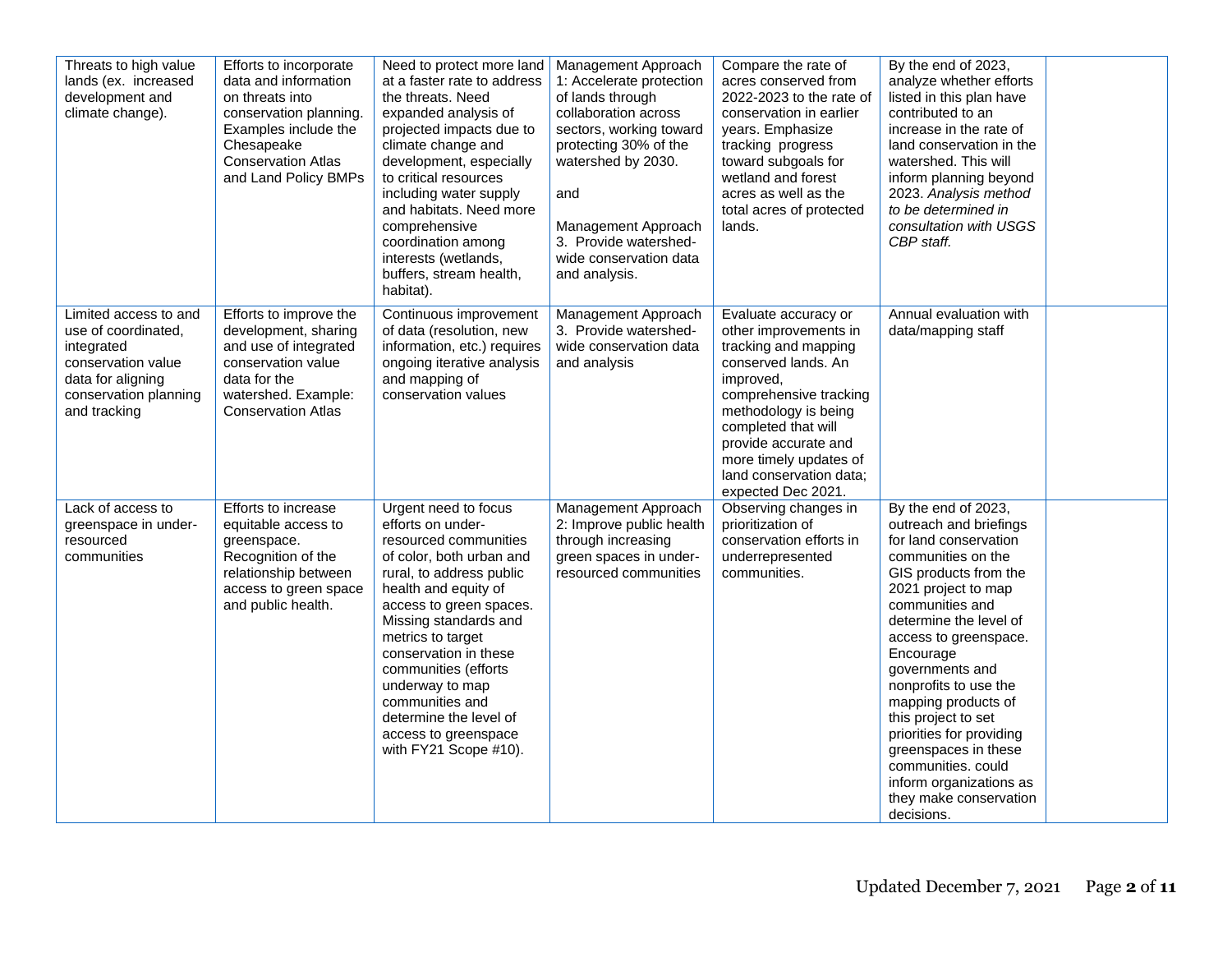| | | | | | | |
|---|---|---|---|---|---|---|
| Threats to high value lands (ex. increased development and climate change). | Efforts to incorporate data and information on threats into conservation planning. Examples include the Chesapeake Conservation Atlas and Land Policy BMPs | Need to protect more land at a faster rate to address the threats. Need expanded analysis of projected impacts due to climate change and development, especially to critical resources including water supply and habitats. Need more comprehensive coordination among interests (wetlands, buffers, stream health, habitat). | Management Approach 1: Accelerate protection of lands through collaboration across sectors, working toward protecting 30% of the watershed by 2030. <br><br> and <br><br> Management Approach 3. Provide watershed-wide conservation data and analysis. | Compare the rate of acres conserved from 2022-2023 to the rate of conservation in earlier years. Emphasize tracking progress toward subgoals for wetland and forest acres as well as the total acres of protected lands. | By the end of 2023, analyze whether efforts listed in this plan have contributed to an increase in the rate of land conservation in the watershed. This will inform planning beyond 2023. *Analysis method to be determined in consultation with USGS CBP staff.* | |
| Limited access to and use of coordinated, integrated conservation value data for aligning conservation planning and tracking | Efforts to improve the development, sharing and use of integrated conservation value data for the watershed. Example: Conservation Atlas | Continuous improvement of data (resolution, new information, etc.) requires ongoing iterative analysis and mapping of conservation values | Management Approach 3. Provide watershed-wide conservation data and analysis | Evaluate accuracy or other improvements in tracking and mapping conserved lands. An improved, comprehensive tracking methodology is being completed that will provide accurate and more timely updates of land conservation data; expected Dec 2021. | Annual evaluation with data/mapping staff | |
| Lack of access to greenspace in under-resourced communities | Efforts to increase equitable access to greenspace. Recognition of the relationship between access to green space and public health. | Urgent need to focus efforts on under-resourced communities of color, both urban and rural, to address public health and equity of access to green spaces. Missing standards and metrics to target conservation in these communities (efforts underway to map communities and determine the level of access to greenspace with FY21 Scope #10). | Management Approach 2: Improve public health through increasing green spaces in under-resourced communities | Observing changes in prioritization of conservation efforts in underrepresented communities. | By the end of 2023, outreach and briefings for land conservation communities on the GIS products from the 2021 project to map communities and determine the level of access to greenspace. Encourage governments and nonprofits to use the mapping products of this project to set priorities for providing greenspaces in these communities. could inform organizations as they make conservation decisions. | |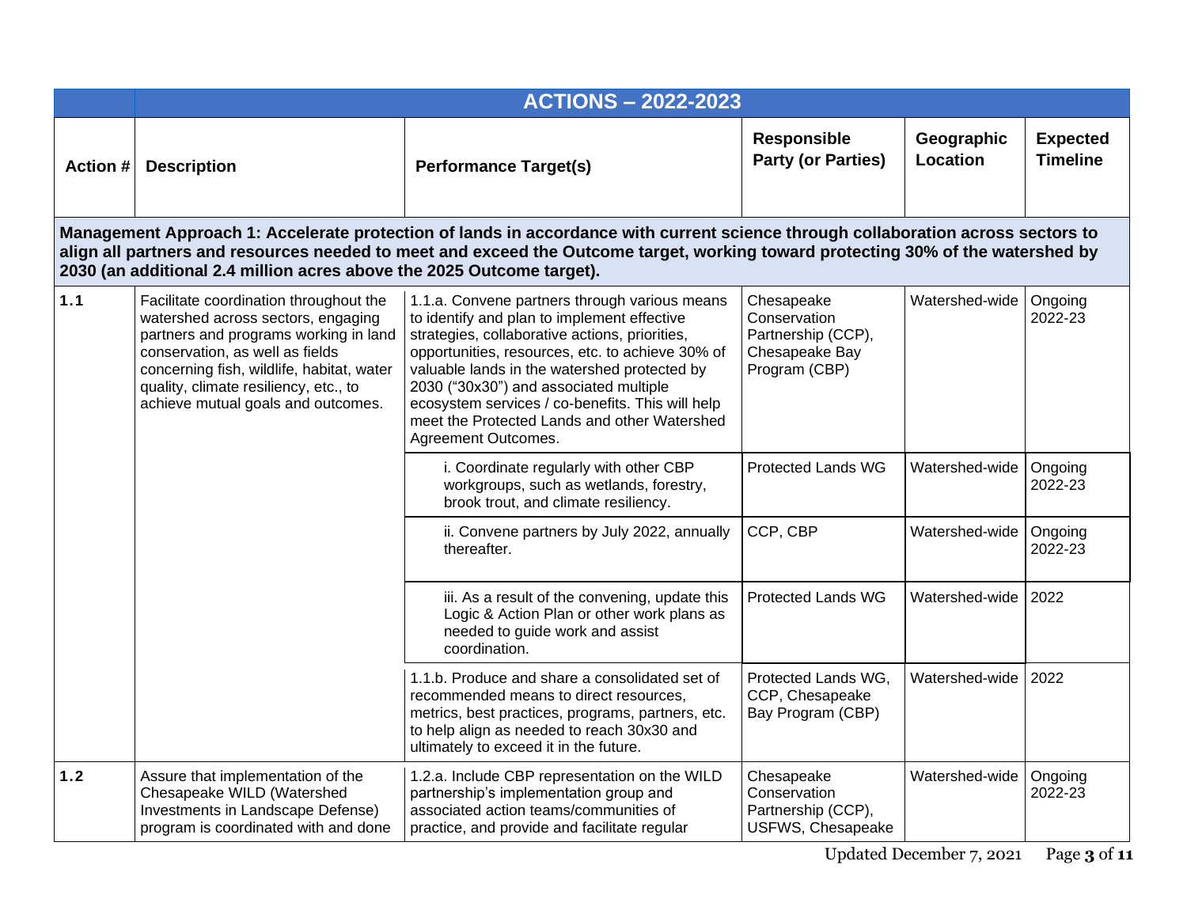| ACTIONS – 2022-2023 | | | | | |
|---|---|---|---|---|---|
| **Action #** | **Description** | **Performance Target(s)** | **Responsible Party (or Parties)** | **Geographic Location** | **Expected Timeline** |
| **Management Approach 1: Accelerate protection of lands in accordance with current science through collaboration across sectors to align all partners and resources needed to meet and exceed the Outcome target, working toward protecting 30% of the watershed by 2030 (an additional 2.4 million acres above the 2025 Outcome target).** | | | | | |
| **1.1** | Facilitate coordination throughout the watershed across sectors, engaging partners and programs working in land conservation, as well as fields concerning fish, wildlife, habitat, water quality, climate resiliency, etc., to achieve mutual goals and outcomes. | 1.1.a. Convene partners through various means to identify and plan to implement effective strategies, collaborative actions, priorities, opportunities, resources, etc. to achieve 30% of valuable lands in the watershed protected by 2030 ("30x30") and associated multiple ecosystem services / co-benefits. This will help meet the Protected Lands and other Watershed Agreement Outcomes. | Chesapeake Conservation Partnership (CCP), Chesapeake Bay Program (CBP) | Watershed-wide | Ongoing 2022-23 |
| | | i. Coordinate regularly with other CBP workgroups, such as wetlands, forestry, brook trout, and climate resiliency. | Protected Lands WG | Watershed-wide | Ongoing 2022-23 |
| | | ii. Convene partners by July 2022, annually thereafter. | CCP, CBP | Watershed-wide | Ongoing 2022-23 |
| | | iii. As a result of the convening, update this Logic & Action Plan or other work plans as needed to guide work and assist coordination. | Protected Lands WG | Watershed-wide | 2022 |
| | | 1.1.b. Produce and share a consolidated set of recommended means to direct resources, metrics, best practices, programs, partners, etc. to help align as needed to reach 30x30 and ultimately to exceed it in the future. | Protected Lands WG, CCP, Chesapeake Bay Program (CBP) | Watershed-wide | 2022 |
| **1.2** | Assure that implementation of the Chesapeake WILD (Watershed Investments in Landscape Defense) program is coordinated with and done | 1.2.a. Include CBP representation on the WILD partnership's implementation group and associated action teams/communities of practice, and provide and facilitate regular | Chesapeake Conservation Partnership (CCP), USFWS, Chesapeake | Watershed-wide | Ongoing 2022-23 |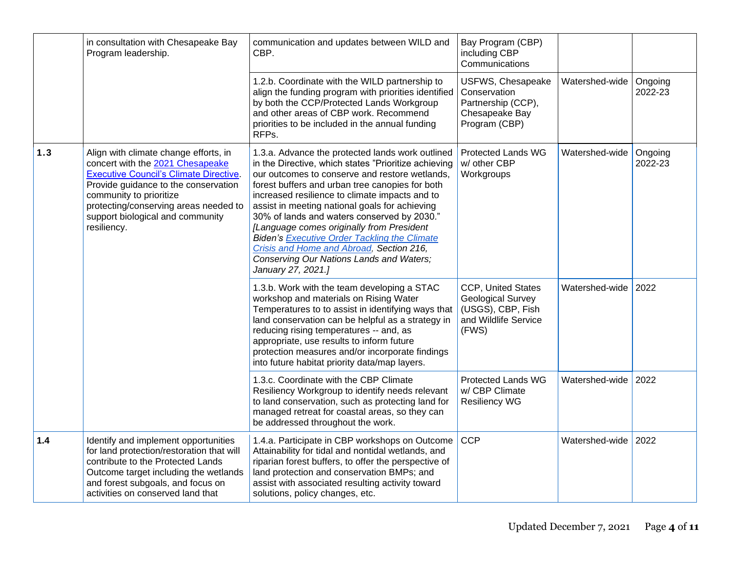| | | | | | |
|---|---|---|---|---|---|
| | in consultation with Chesapeake Bay Program leadership. | communication and updates between WILD and CBP. | Bay Program (CBP) including CBP Communications | | |
| | | 1.2.b. Coordinate with the WILD partnership to align the funding program with priorities identified by both the CCP/Protected Lands Workgroup and other areas of CBP work. Recommend priorities to be included in the annual funding RFPs. | USFWS, Chesapeake Conservation Partnership (CCP), Chesapeake Bay Program (CBP) | Watershed-wide | Ongoing 2022-23 |
| **1.3** | Align with climate change efforts, in concert with the [2021 Chesapeake Executive Council's Climate Directive](). Provide guidance to the conservation community to prioritize protecting/conserving areas needed to support biological and community resiliency. | 1.3.a. Advance the protected lands work outlined in the Directive, which states "Prioritize achieving our outcomes to conserve and restore wetlands, forest buffers and urban tree canopies for both increased resilience to climate impacts and to assist in meeting national goals for achieving 30% of lands and waters conserved by 2030." *[Language comes originally from President Biden's [Executive Order Tackling the Climate Crisis and Home and Abroad](), Section 216, Conserving Our Nations Lands and Waters; January 27, 2021.]* | Protected Lands WG w/ other CBP Workgroups | Watershed-wide | Ongoing 2022-23 |
| | | 1.3.b. Work with the team developing a STAC workshop and materials on Rising Water Temperatures to to assist in identifying ways that land conservation can be helpful as a strategy in reducing rising temperatures -- and, as appropriate, use results to inform future protection measures and/or incorporate findings into future habitat priority data/map layers. | CCP, United States Geological Survey (USGS), CBP, Fish and Wildlife Service (FWS) | Watershed-wide | 2022 |
| | | 1.3.c. Coordinate with the CBP Climate Resiliency Workgroup to identify needs relevant to land conservation, such as protecting land for managed retreat for coastal areas, so they can be addressed throughout the work. | Protected Lands WG w/ CBP Climate Resiliency WG | Watershed-wide | 2022 |
| **1.4** | Identify and implement opportunities for land protection/restoration that will contribute to the Protected Lands Outcome target including the wetlands and forest subgoals, and focus on activities on conserved land that | 1.4.a. Participate in CBP workshops on Outcome Attainability for tidal and nontidal wetlands, and riparian forest buffers, to offer the perspective of land protection and conservation BMPs; and assist with associated resulting activity toward solutions, policy changes, etc. | CCP | Watershed-wide | 2022 |

Updated December 7, 2021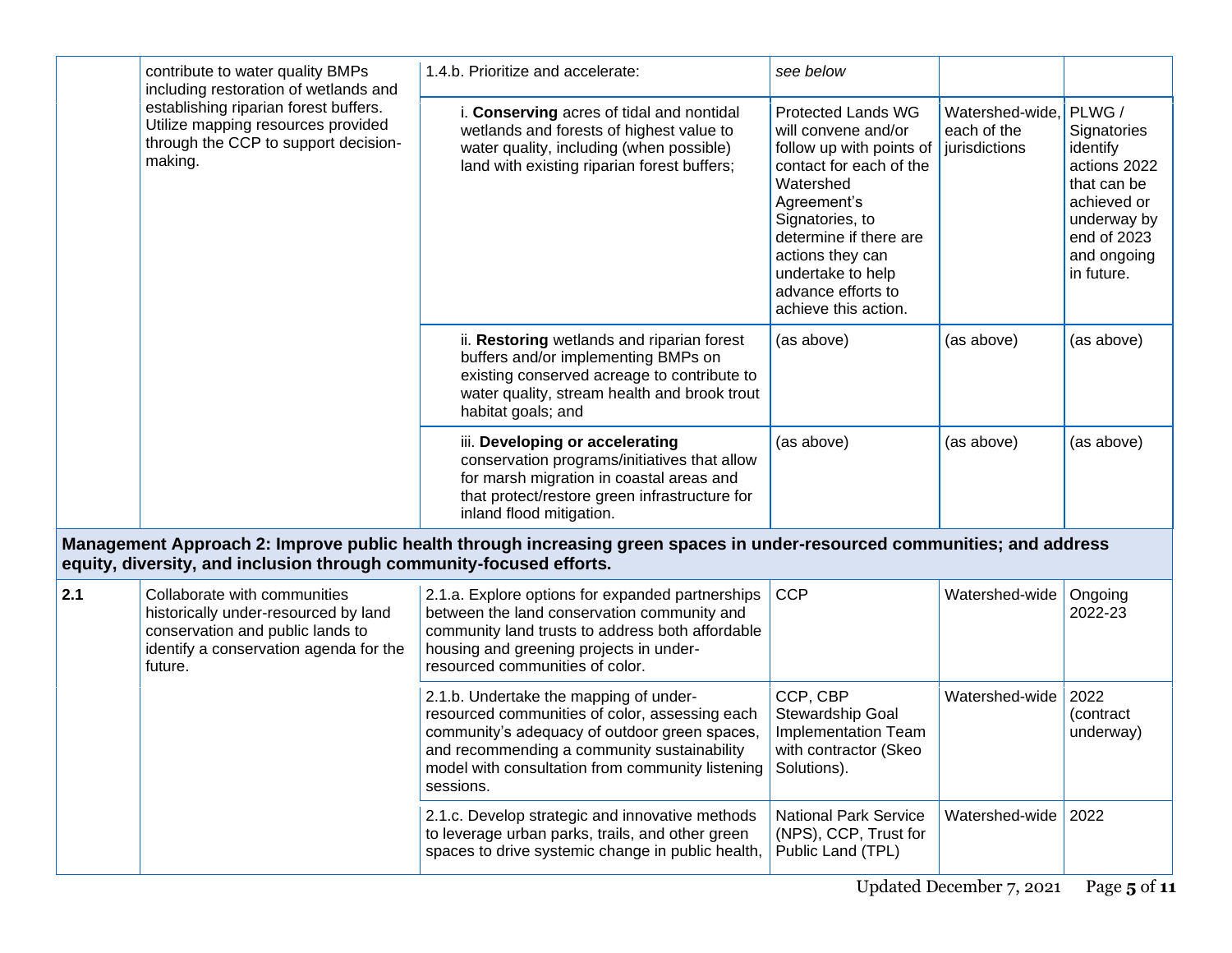| | | | | | |
|---|---|---|---|---|---|
| | contribute to water quality BMPs including restoration of wetlands and establishing riparian forest buffers. Utilize mapping resources provided through the CCP to support decision-making. | 1.4.b. Prioritize and accelerate: | *see below* | | |
| | | i. **Conserving** acres of tidal and nontidal wetlands and forests of highest value to water quality, including (when possible) land with existing riparian forest buffers; | Protected Lands WG will convene and/or follow up with points of contact for each of the Watershed Agreement's Signatories, to determine if there are actions they can undertake to help advance efforts to achieve this action. | Watershed-wide, each of the jurisdictions | PLWG / Signatories identify actions 2022 that can be achieved or underway by end of 2023 and ongoing in future. |
| | | ii. **Restoring** wetlands and riparian forest buffers and/or implementing BMPs on existing conserved acreage to contribute to water quality, stream health and brook trout habitat goals; and | (as above) | (as above) | (as above) |
| | | iii. **Developing or accelerating** conservation programs/initiatives that allow for marsh migration in coastal areas and that protect/restore green infrastructure for inland flood mitigation. | (as above) | (as above) | (as above) |
| **Management Approach 2: Improve public health through increasing green spaces in under-resourced communities; and address equity, diversity, and inclusion through community-focused efforts.** | | | | | |
| **2.1** | Collaborate with communities historically under-resourced by land conservation and public lands to identify a conservation agenda for the future. | 2.1.a. Explore options for expanded partnerships between the land conservation community and community land trusts to address both affordable housing and greening projects in under-resourced communities of color. | CCP | Watershed-wide | Ongoing 2022-23 |
| | | 2.1.b. Undertake the mapping of under-resourced communities of color, assessing each community's adequacy of outdoor green spaces, and recommending a community sustainability model with consultation from community listening sessions. | CCP, CBP Stewardship Goal Implementation Team with contractor (Skeo Solutions). | Watershed-wide | 2022 (contract underway) |
| | | 2.1.c. Develop strategic and innovative methods to leverage urban parks, trails, and other green spaces to drive systemic change in public health, | National Park Service (NPS), CCP, Trust for Public Land (TPL) | Watershed-wide | 2022 |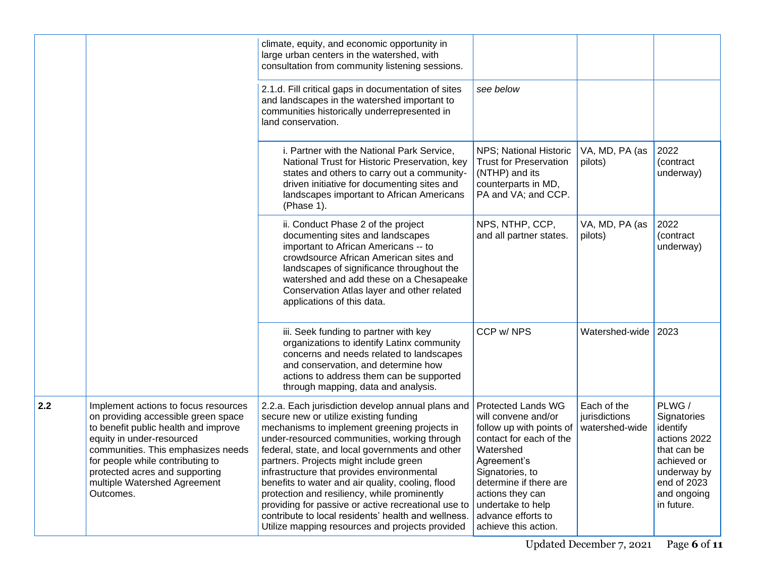| | | | | | |
|---|---|---|---|---|---|
| | | climate, equity, and economic opportunity in large urban centers in the watershed, with consultation from community listening sessions. | | | |
| | | 2.1.d. Fill critical gaps in documentation of sites and landscapes in the watershed important to communities historically underrepresented in land conservation. | *see below* | | |
| | | i. Partner with the National Park Service, National Trust for Historic Preservation, key states and others to carry out a community-driven initiative for documenting sites and landscapes important to African Americans (Phase 1). | NPS; National Historic Trust for Preservation (NTHP) and its counterparts in MD, PA and VA; and CCP. | VA, MD, PA (as pilots) | 2022 (contract underway) |
| | | ii. Conduct Phase 2 of the project documenting sites and landscapes important to African Americans -- to crowdsource African American sites and landscapes of significance throughout the watershed and add these on a Chesapeake Conservation Atlas layer and other related applications of this data. | NPS, NTHP, CCP, and all partner states. | VA, MD, PA (as pilots) | 2022 (contract underway) |
| | | iii. Seek funding to partner with key organizations to identify Latinx community concerns and needs related to landscapes and conservation, and determine how actions to address them can be supported through mapping, data and analysis. | CCP w/ NPS | Watershed-wide | 2023 |
| **2.2** | Implement actions to focus resources on providing accessible green space to benefit public health and improve equity in under-resourced communities. This emphasizes needs for people while contributing to protected acres and supporting multiple Watershed Agreement Outcomes. | 2.2.a. Each jurisdiction develop annual plans and secure new or utilize existing funding mechanisms to implement greening projects in under-resourced communities, working through federal, state, and local governments and other partners. Projects might include green infrastructure that provides environmental benefits to water and air quality, cooling, flood protection and resiliency, while prominently providing for passive or active recreational use to contribute to local residents' health and wellness. Utilize mapping resources and projects provided | Protected Lands WG will convene and/or follow up with points of contact for each of the Watershed Agreement's Signatories, to determine if there are actions they can undertake to help advance efforts to achieve this action. | Each of the jurisdictions watershed-wide | PLWG / Signatories identify actions 2022 that can be achieved or underway by end of 2023 and ongoing in future. |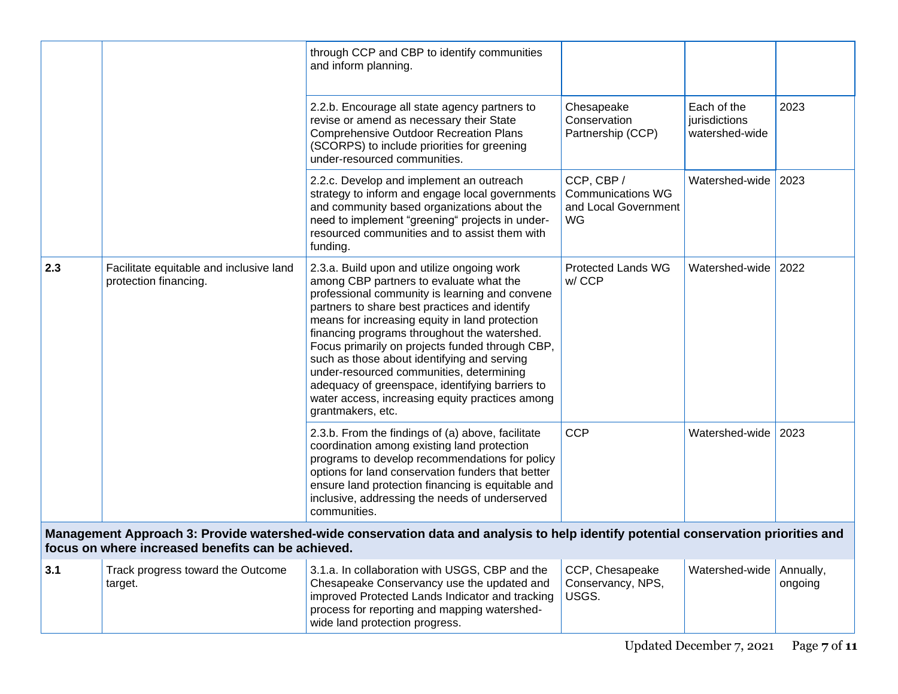| | | | | | |
|---|---|---|---|---|---|
| | | through CCP and CBP to identify communities and inform planning. | | | |
| | | 2.2.b. Encourage all state agency partners to revise or amend as necessary their State Comprehensive Outdoor Recreation Plans (SCORPS) to include priorities for greening under-resourced communities. | Chesapeake Conservation Partnership (CCP) | Each of the jurisdictions watershed-wide | 2023 |
| | | 2.2.c. Develop and implement an outreach strategy to inform and engage local governments and community based organizations about the need to implement "greening" projects in under-resourced communities and to assist them with funding. | CCP, CBP / Communications WG and Local Government WG | Watershed-wide | 2023 |
| **2.3** | Facilitate equitable and inclusive land protection financing. | 2.3.a. Build upon and utilize ongoing work among CBP partners to evaluate what the professional community is learning and convene partners to share best practices and identify means for increasing equity in land protection financing programs throughout the watershed. Focus primarily on projects funded through CBP, such as those about identifying and serving under-resourced communities, determining adequacy of greenspace, identifying barriers to water access, increasing equity practices among grantmakers, etc. | Protected Lands WG w/ CCP | Watershed-wide | 2022 |
| | | 2.3.b. From the findings of (a) above, facilitate coordination among existing land protection programs to develop recommendations for policy options for land conservation funders that better ensure land protection financing is equitable and inclusive, addressing the needs of underserved communities. | CCP | Watershed-wide | 2023 |
| **Management Approach 3: Provide watershed-wide conservation data and analysis to help identify potential conservation priorities and focus on where increased benefits can be achieved.** | | | | | |
| **3.1** | Track progress toward the Outcome target. | 3.1.a. In collaboration with USGS, CBP and the Chesapeake Conservancy use the updated and improved Protected Lands Indicator and tracking process for reporting and mapping watershed-wide land protection progress. | CCP, Chesapeake Conservancy, NPS, USGS. | Watershed-wide | Annually, ongoing |

Updated December 7, 2021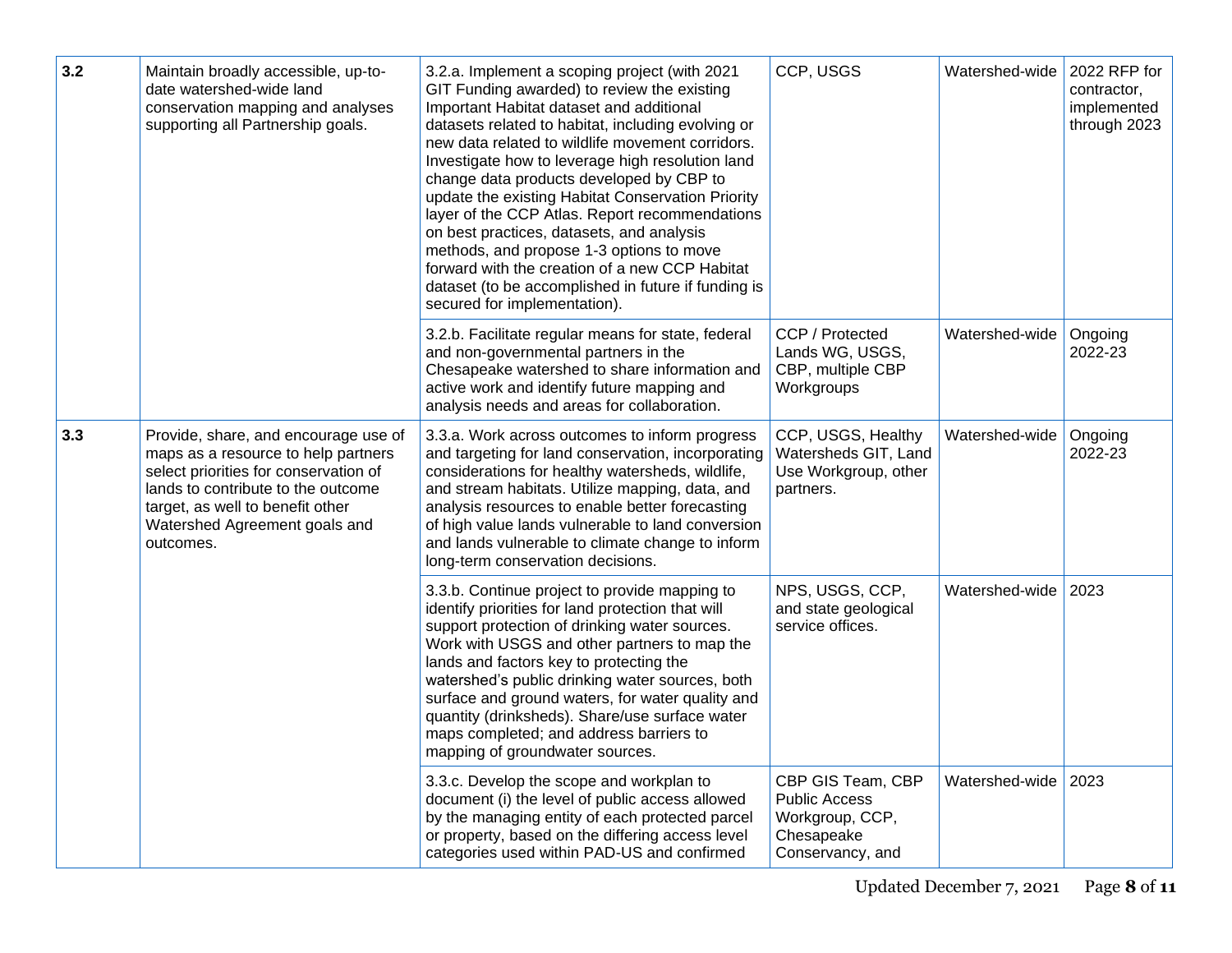| | | | | | |
|---|---|---|---|---|---|
| **3.2** | Maintain broadly accessible, up-to-date watershed-wide land conservation mapping and analyses supporting all Partnership goals. | 3.2.a. Implement a scoping project (with 2021 GIT Funding awarded) to review the existing Important Habitat dataset and additional datasets related to habitat, including evolving or new data related to wildlife movement corridors. Investigate how to leverage high resolution land change data products developed by CBP to update the existing Habitat Conservation Priority layer of the CCP Atlas. Report recommendations on best practices, datasets, and analysis methods, and propose 1-3 options to move forward with the creation of a new CCP Habitat dataset (to be accomplished in future if funding is secured for implementation). | CCP, USGS | Watershed-wide | 2022 RFP for contractor, implemented through 2023 |
| | | 3.2.b. Facilitate regular means for state, federal and non-governmental partners in the Chesapeake watershed to share information and active work and identify future mapping and analysis needs and areas for collaboration. | CCP / Protected Lands WG, USGS, CBP, multiple CBP Workgroups | Watershed-wide | Ongoing 2022-23 |
| **3.3** | Provide, share, and encourage use of maps as a resource to help partners select priorities for conservation of lands to contribute to the outcome target, as well to benefit other Watershed Agreement goals and outcomes. | 3.3.a. Work across outcomes to inform progress and targeting for land conservation, incorporating considerations for healthy watersheds, wildlife, and stream habitats. Utilize mapping, data, and analysis resources to enable better forecasting of high value lands vulnerable to land conversion and lands vulnerable to climate change to inform long-term conservation decisions. | CCP, USGS, Healthy Watersheds GIT, Land Use Workgroup, other partners. | Watershed-wide | Ongoing 2022-23 |
| | | 3.3.b. Continue project to provide mapping to identify priorities for land protection that will support protection of drinking water sources. Work with USGS and other partners to map the lands and factors key to protecting the watershed's public drinking water sources, both surface and ground waters, for water quality and quantity (drinksheds). Share/use surface water maps completed; and address barriers to mapping of groundwater sources. | NPS, USGS, CCP, and state geological service offices. | Watershed-wide | 2023 |
| | | 3.3.c. Develop the scope and workplan to document (i) the level of public access allowed by the managing entity of each protected parcel or property, based on the differing access level categories used within PAD-US and confirmed | CBP GIS Team, CBP Public Access Workgroup, CCP, Chesapeake Conservancy, and | Watershed-wide | 2023 |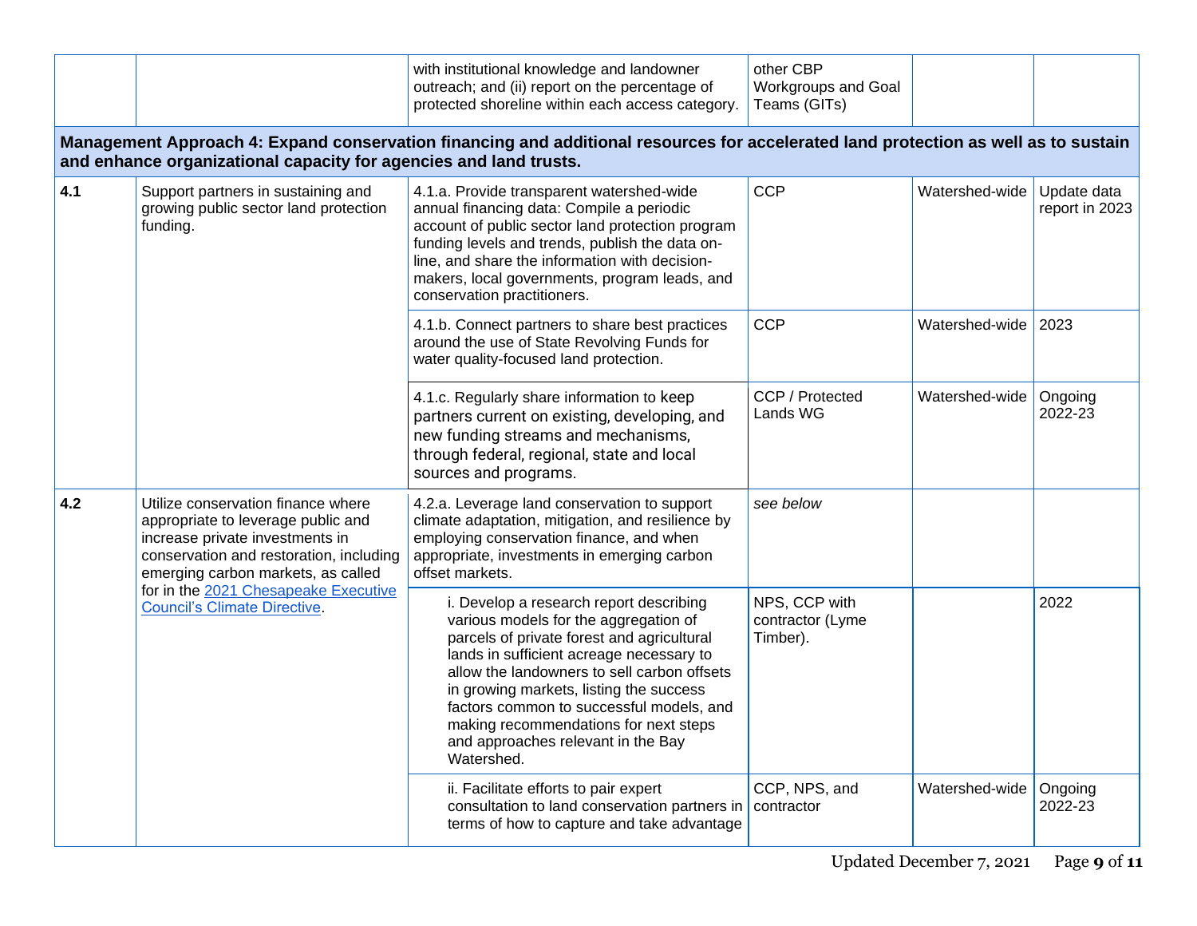| | | | | | |
|---|---|---|---|---|---|
| | | with institutional knowledge and landowner outreach; and (ii) report on the percentage of protected shoreline within each access category. | other CBP Workgroups and Goal Teams (GITs) | | |
| **Management Approach 4: Expand conservation financing and additional resources for accelerated land protection as well as to sustain and enhance organizational capacity for agencies and land trusts.** | | | | | |
| **4.1** | Support partners in sustaining and growing public sector land protection funding. | 4.1.a. Provide transparent watershed-wide annual financing data: Compile a periodic account of public sector land protection program funding levels and trends, publish the data on-line, and share the information with decision-makers, local governments, program leads, and conservation practitioners. | CCP | Watershed-wide | Update data report in 2023 |
| | | 4.1.b. Connect partners to share best practices around the use of State Revolving Funds for water quality-focused land protection. | CCP | Watershed-wide | 2023 |
| | | 4.1.c. Regularly share information to keep partners current on existing, developing, and new funding streams and mechanisms, through federal, regional, state and local sources and programs. | CCP / Protected Lands WG | Watershed-wide | Ongoing 2022-23 |
| **4.2** | Utilize conservation finance where appropriate to leverage public and increase private investments in conservation and restoration, including emerging carbon markets, as called for in the [2021 Chesapeake Executive Council's Climate Directive](). | 4.2.a. Leverage land conservation to support climate adaptation, mitigation, and resilience by employing conservation finance, and when appropriate, investments in emerging carbon offset markets. | *see below* | | |
| | | i. Develop a research report describing various models for the aggregation of parcels of private forest and agricultural lands in sufficient acreage necessary to allow the landowners to sell carbon offsets in growing markets, listing the success factors common to successful models, and making recommendations for next steps and approaches relevant in the Bay Watershed. | NPS, CCP with contractor (Lyme Timber). | | 2022 |
| | | ii. Facilitate efforts to pair expert consultation to land conservation partners in terms of how to capture and take advantage | CCP, NPS, and contractor | Watershed-wide | Ongoing 2022-23 |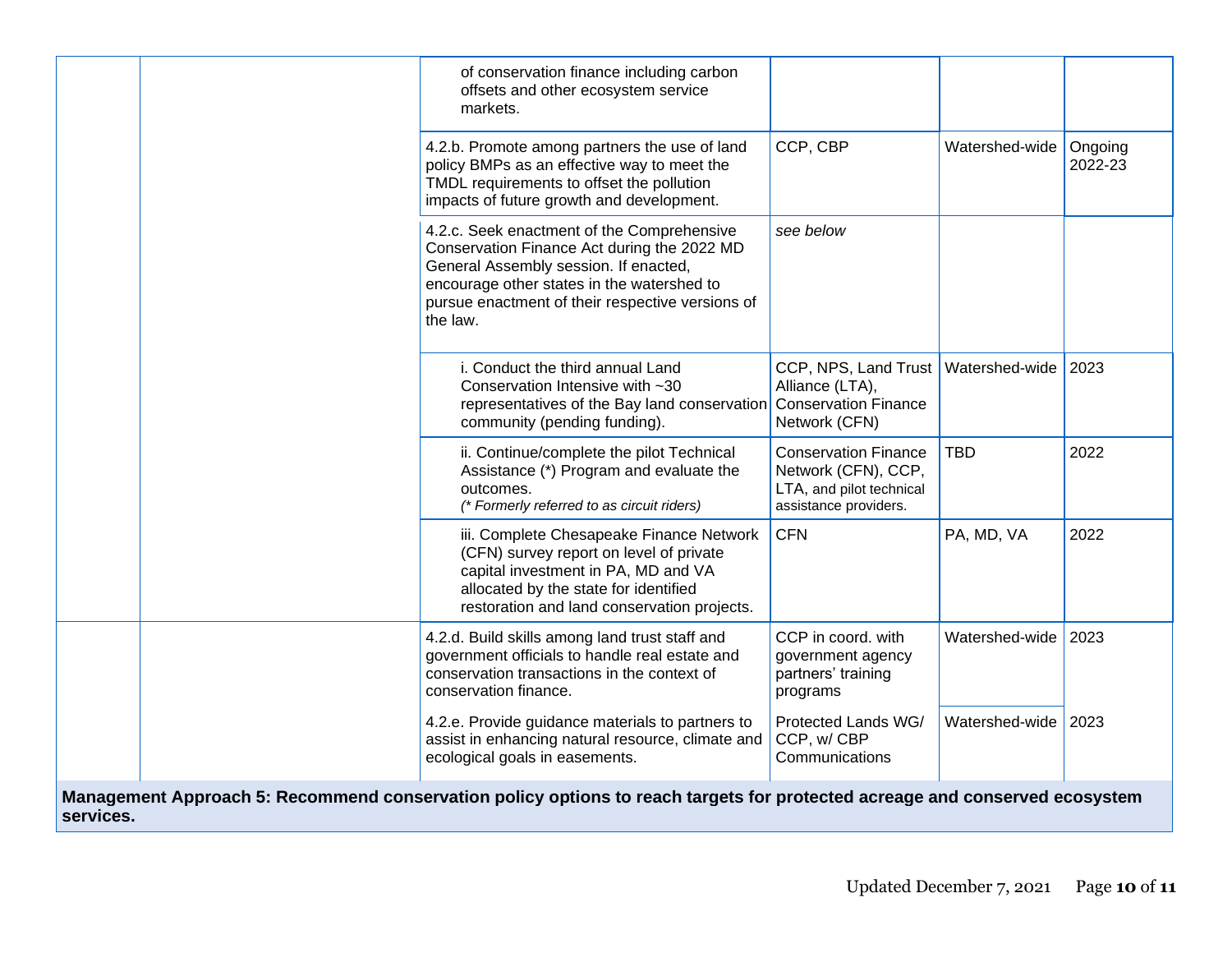| | | | | | |
|---|---|---|---|---|---|
| | | of conservation finance including carbon offsets and other ecosystem service markets. | | | |
| | | 4.2.b. Promote among partners the use of land policy BMPs as an effective way to meet the TMDL requirements to offset the pollution impacts of future growth and development. | CCP, CBP | Watershed-wide | Ongoing 2022-23 |
| | | 4.2.c. Seek enactment of the Comprehensive Conservation Finance Act during the 2022 MD General Assembly session. If enacted, encourage other states in the watershed to pursue enactment of their respective versions of the law. | *see below* | | |
| | | i. Conduct the third annual Land Conservation Intensive with ~30 representatives of the Bay land conservation community (pending funding). | CCP, NPS, Land Trust Alliance (LTA), Conservation Finance Network (CFN) | Watershed-wide | 2023 |
| | | ii. Continue/complete the pilot Technical Assistance (*) Program and evaluate the outcomes. *(* Formerly referred to as circuit riders)* | Conservation Finance Network (CFN), CCP, LTA, and pilot technical assistance providers. | TBD | 2022 |
| | | iii. Complete Chesapeake Finance Network (CFN) survey report on level of private capital investment in PA, MD and VA allocated by the state for identified restoration and land conservation projects. | CFN | PA, MD, VA | 2022 |
| | | 4.2.d. Build skills among land trust staff and government officials to handle real estate and conservation transactions in the context of conservation finance. | CCP in coord. with government agency partners' training programs | Watershed-wide | 2023 |
| | | 4.2.e. Provide guidance materials to partners to assist in enhancing natural resource, climate and ecological goals in easements. | Protected Lands WG/ CCP, w/ CBP Communications | Watershed-wide | 2023 |
| **Management Approach 5: Recommend conservation policy options to reach targets for protected acreage and conserved ecosystem services.** | | | | | |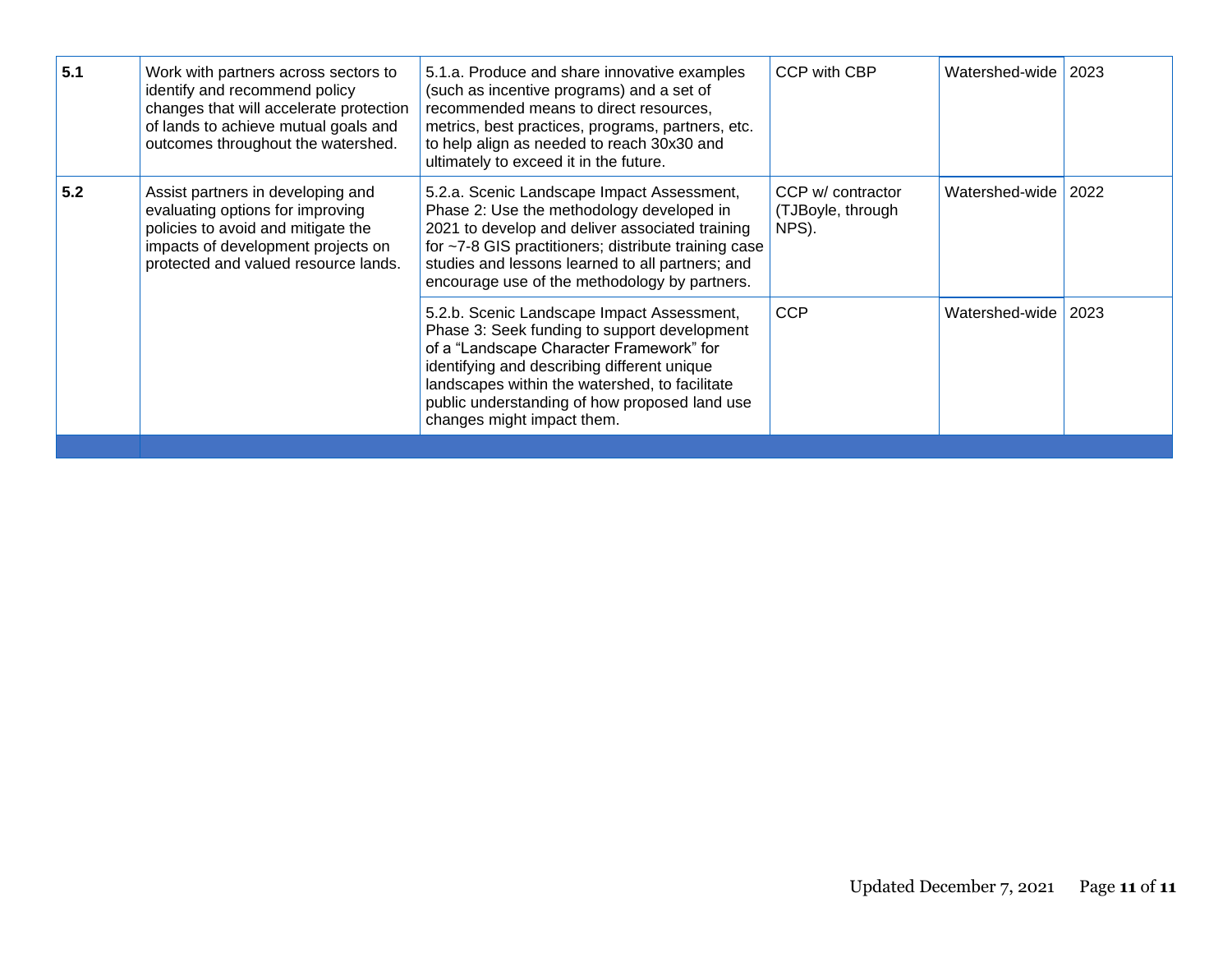| | | | | | |
|---|---|---|---|---|---|
| **5.1** | Work with partners across sectors to identify and recommend policy changes that will accelerate protection of lands to achieve mutual goals and outcomes throughout the watershed. | 5.1.a. Produce and share innovative examples (such as incentive programs) and a set of recommended means to direct resources, metrics, best practices, programs, partners, etc. to help align as needed to reach 30x30 and ultimately to exceed it in the future. | CCP with CBP | Watershed-wide | 2023 |
| **5.2** | Assist partners in developing and evaluating options for improving policies to avoid and mitigate the impacts of development projects on protected and valued resource lands. | 5.2.a. Scenic Landscape Impact Assessment, Phase 2: Use the methodology developed in 2021 to develop and deliver associated training for ~7-8 GIS practitioners; distribute training case studies and lessons learned to all partners; and encourage use of the methodology by partners. | CCP w/ contractor (TJBoyle, through NPS). | Watershed-wide | 2022 |
| | | 5.2.b. Scenic Landscape Impact Assessment, Phase 3: Seek funding to support development of a “Landscape Character Framework” for identifying and describing different unique landscapes within the watershed, to facilitate public understanding of how proposed land use changes might impact them. | CCP | Watershed-wide | 2023 |

Updated December 7, 2021